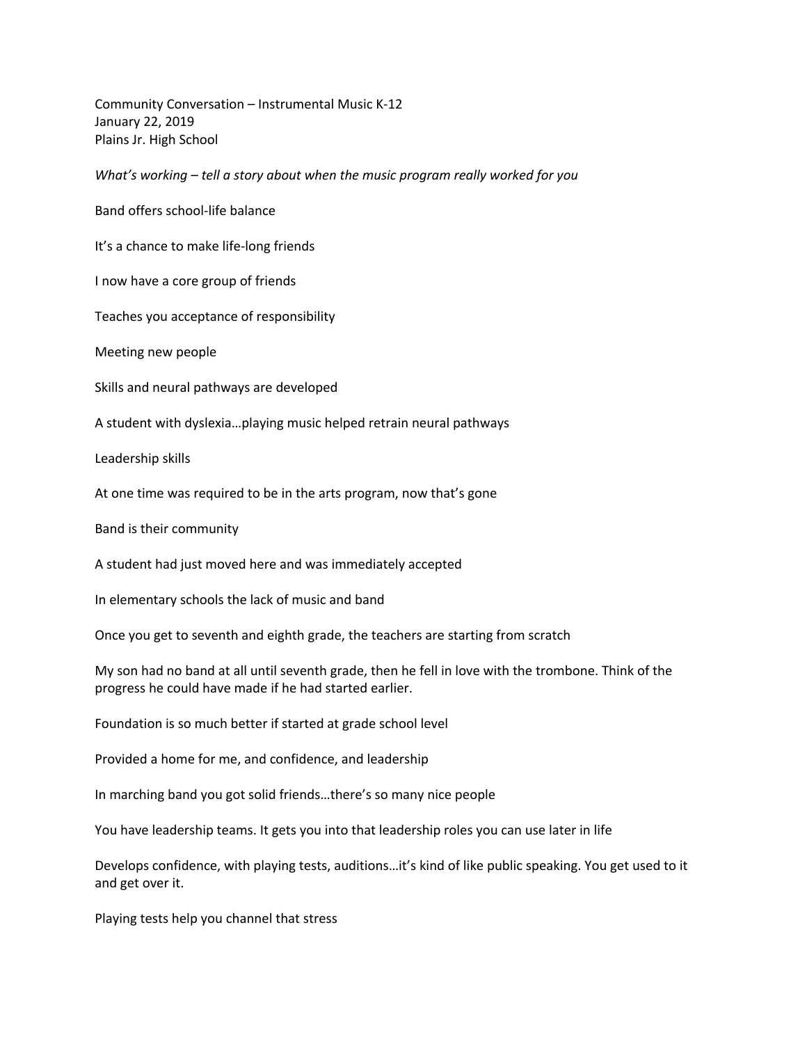Community Conversation – Instrumental Music K-12
January 22, 2019
Plains Jr. High School

*What's working – tell a story about when the music program really worked for you*

Band offers school-life balance

It's a chance to make life-long friends

I now have a core group of friends

Teaches you acceptance of responsibility

Meeting new people

Skills and neural pathways are developed

A student with dyslexia…playing music helped retrain neural pathways

Leadership skills

At one time was required to be in the arts program, now that's gone

Band is their community

A student had just moved here and was immediately accepted

In elementary schools the lack of music and band

Once you get to seventh and eighth grade, the teachers are starting from scratch

My son had no band at all until seventh grade, then he fell in love with the trombone. Think of the progress he could have made if he had started earlier.

Foundation is so much better if started at grade school level

Provided a home for me, and confidence, and leadership

In marching band you got solid friends…there's so many nice people

You have leadership teams. It gets you into that leadership roles you can use later in life

Develops confidence, with playing tests, auditions…it's kind of like public speaking. You get used to it and get over it.

Playing tests help you channel that stress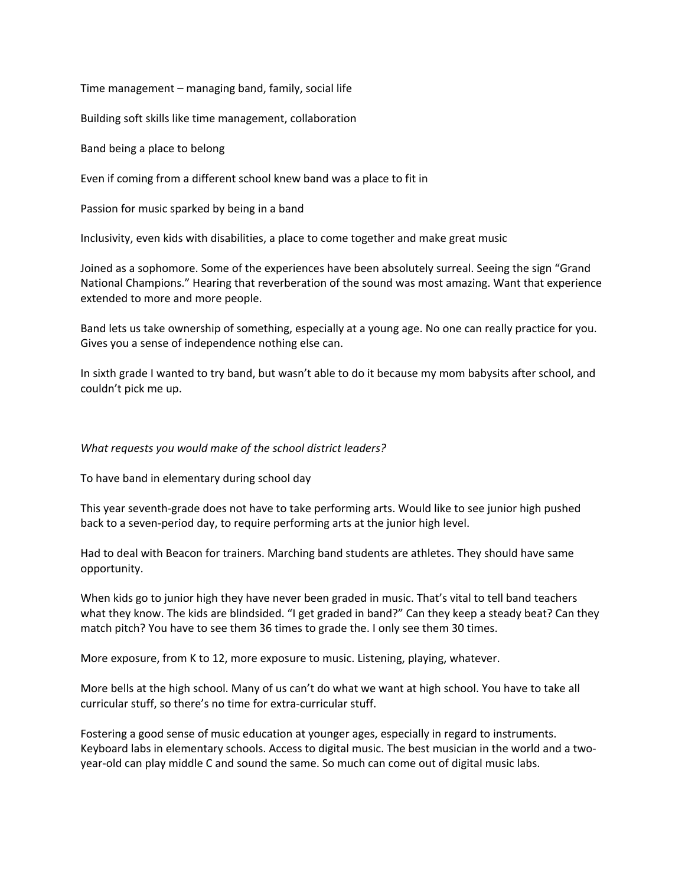Time management – managing band, family, social life

Building soft skills like time management, collaboration

Band being a place to belong

Even if coming from a different school knew band was a place to fit in

Passion for music sparked by being in a band

Inclusivity, even kids with disabilities, a place to come together and make great music

Joined as a sophomore. Some of the experiences have been absolutely surreal. Seeing the sign "Grand National Champions." Hearing that reverberation of the sound was most amazing. Want that experience extended to more and more people.

Band lets us take ownership of something, especially at a young age. No one can really practice for you. Gives you a sense of independence nothing else can.

In sixth grade I wanted to try band, but wasn't able to do it because my mom babysits after school, and couldn't pick me up.

*What requests you would make of the school district leaders?*

To have band in elementary during school day

This year seventh-grade does not have to take performing arts. Would like to see junior high pushed back to a seven-period day, to require performing arts at the junior high level.

Had to deal with Beacon for trainers. Marching band students are athletes. They should have same opportunity.

When kids go to junior high they have never been graded in music. That's vital to tell band teachers what they know. The kids are blindsided. "I get graded in band?" Can they keep a steady beat? Can they match pitch? You have to see them 36 times to grade the. I only see them 30 times.

More exposure, from K to 12, more exposure to music. Listening, playing, whatever.

More bells at the high school. Many of us can't do what we want at high school. You have to take all curricular stuff, so there's no time for extra-curricular stuff.

Fostering a good sense of music education at younger ages, especially in regard to instruments. Keyboard labs in elementary schools. Access to digital music. The best musician in the world and a two-year-old can play middle C and sound the same. So much can come out of digital music labs.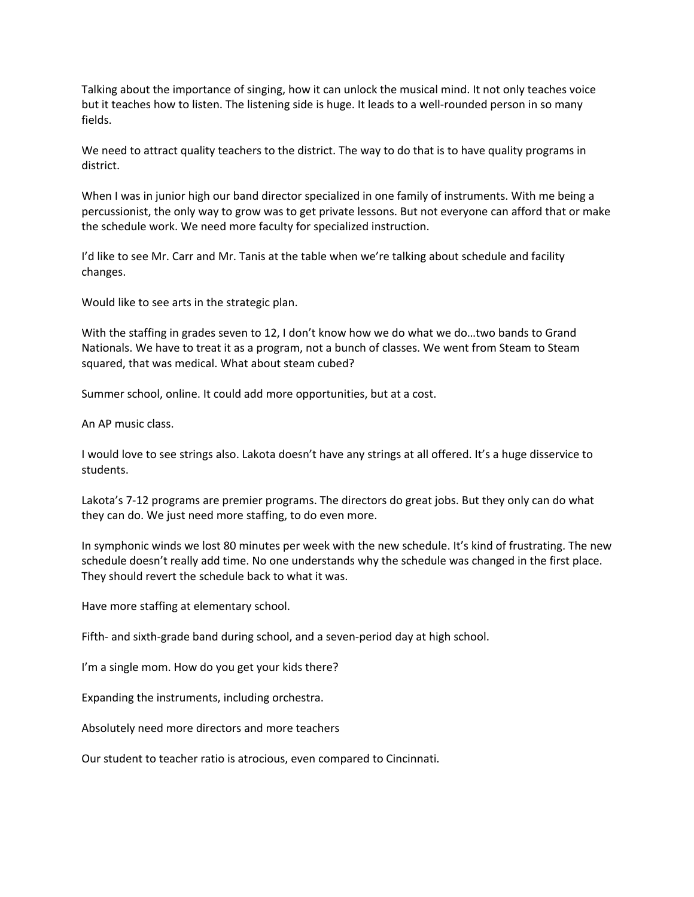Talking about the importance of singing, how it can unlock the musical mind. It not only teaches voice but it teaches how to listen. The listening side is huge. It leads to a well-rounded person in so many fields.

We need to attract quality teachers to the district. The way to do that is to have quality programs in district.

When I was in junior high our band director specialized in one family of instruments. With me being a percussionist, the only way to grow was to get private lessons. But not everyone can afford that or make the schedule work. We need more faculty for specialized instruction.

I'd like to see Mr. Carr and Mr. Tanis at the table when we're talking about schedule and facility changes.

Would like to see arts in the strategic plan.

With the staffing in grades seven to 12, I don't know how we do what we do…two bands to Grand Nationals. We have to treat it as a program, not a bunch of classes. We went from Steam to Steam squared, that was medical. What about steam cubed?

Summer school, online. It could add more opportunities, but at a cost.

An AP music class.

I would love to see strings also. Lakota doesn't have any strings at all offered. It's a huge disservice to students.

Lakota's 7-12 programs are premier programs. The directors do great jobs. But they only can do what they can do. We just need more staffing, to do even more.

In symphonic winds we lost 80 minutes per week with the new schedule. It's kind of frustrating. The new schedule doesn't really add time. No one understands why the schedule was changed in the first place. They should revert the schedule back to what it was.

Have more staffing at elementary school.

Fifth- and sixth-grade band during school, and a seven-period day at high school.

I'm a single mom. How do you get your kids there?

Expanding the instruments, including orchestra.

Absolutely need more directors and more teachers

Our student to teacher ratio is atrocious, even compared to Cincinnati.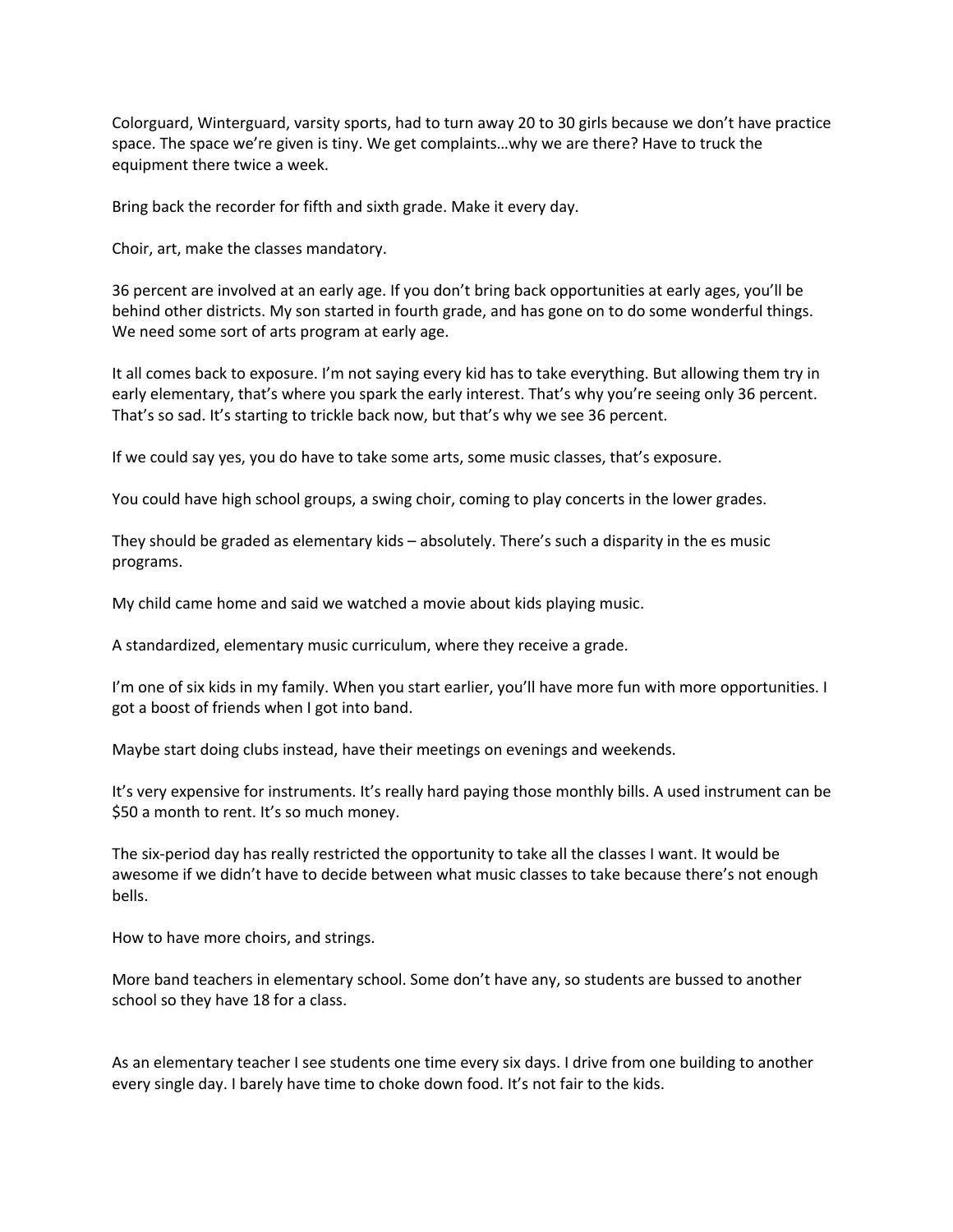Colorguard, Winterguard, varsity sports, had to turn away 20 to 30 girls because we don't have practice space. The space we're given is tiny. We get complaints…why we are there? Have to truck the equipment there twice a week.

Bring back the recorder for fifth and sixth grade. Make it every day.

Choir, art, make the classes mandatory.

36 percent are involved at an early age. If you don't bring back opportunities at early ages, you'll be behind other districts. My son started in fourth grade, and has gone on to do some wonderful things. We need some sort of arts program at early age.

It all comes back to exposure. I'm not saying every kid has to take everything. But allowing them try in early elementary, that's where you spark the early interest. That's why you're seeing only 36 percent. That's so sad. It's starting to trickle back now, but that's why we see 36 percent.

If we could say yes, you do have to take some arts, some music classes, that's exposure.

You could have high school groups, a swing choir, coming to play concerts in the lower grades.

They should be graded as elementary kids – absolutely. There's such a disparity in the es music programs.

My child came home and said we watched a movie about kids playing music.

A standardized, elementary music curriculum, where they receive a grade.

I'm one of six kids in my family. When you start earlier, you'll have more fun with more opportunities. I got a boost of friends when I got into band.

Maybe start doing clubs instead, have their meetings on evenings and weekends.

It's very expensive for instruments. It's really hard paying those monthly bills. A used instrument can be $50 a month to rent. It's so much money.

The six-period day has really restricted the opportunity to take all the classes I want. It would be awesome if we didn't have to decide between what music classes to take because there's not enough bells.

How to have more choirs, and strings.

More band teachers in elementary school. Some don't have any, so students are bussed to another school so they have 18 for a class.

As an elementary teacher I see students one time every six days. I drive from one building to another every single day. I barely have time to choke down food. It's not fair to the kids.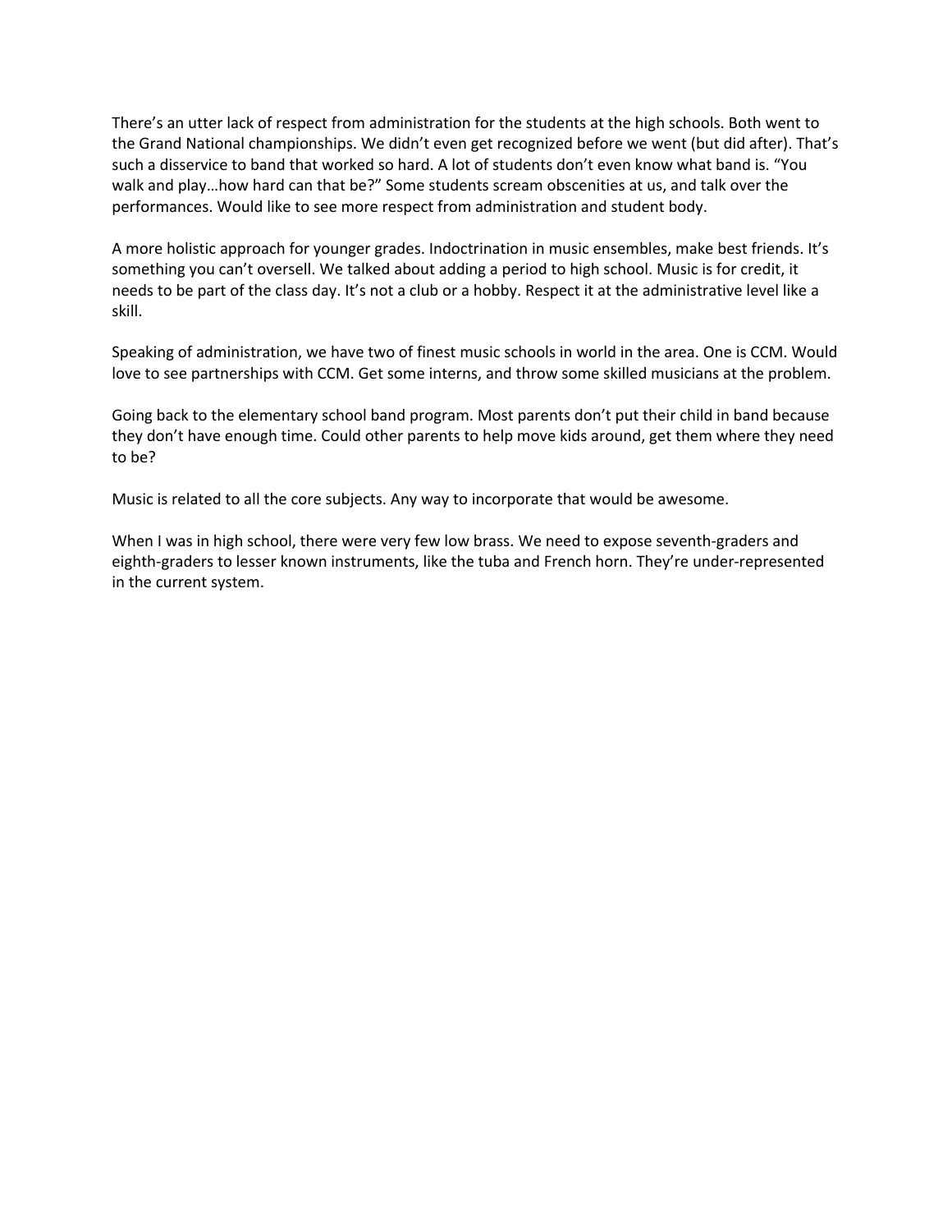There's an utter lack of respect from administration for the students at the high schools. Both went to the Grand National championships. We didn't even get recognized before we went (but did after). That's such a disservice to band that worked so hard. A lot of students don't even know what band is. "You walk and play…how hard can that be?" Some students scream obscenities at us, and talk over the performances. Would like to see more respect from administration and student body.

A more holistic approach for younger grades. Indoctrination in music ensembles, make best friends. It's something you can't oversell. We talked about adding a period to high school. Music is for credit, it needs to be part of the class day. It's not a club or a hobby. Respect it at the administrative level like a skill.

Speaking of administration, we have two of finest music schools in world in the area. One is CCM. Would love to see partnerships with CCM. Get some interns, and throw some skilled musicians at the problem.

Going back to the elementary school band program. Most parents don't put their child in band because they don't have enough time. Could other parents to help move kids around, get them where they need to be?

Music is related to all the core subjects. Any way to incorporate that would be awesome.

When I was in high school, there were very few low brass. We need to expose seventh-graders and eighth-graders to lesser known instruments, like the tuba and French horn. They're under-represented in the current system.